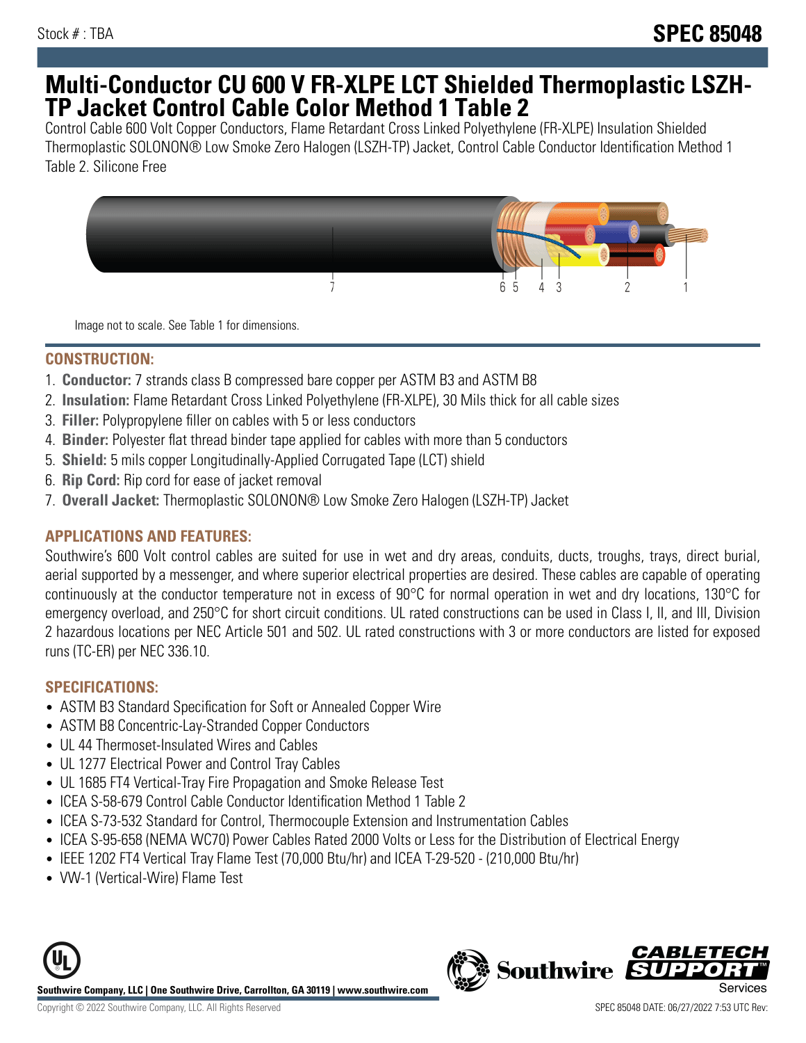Stock # : TBA

# SPEC 85048

## Multi-Conductor CU 600 V FR-XLPE LCT Shielded Thermoplastic LSZH-TP Jacket Control Cable Color Method 1 Table 2

Control Cable 600 Volt Copper Conductors, Flame Retardant Cross Linked Polyethylene (FR-XLPE) Insulation Shielded Thermoplastic SOLONON® Low Smoke Zero Halogen (LSZH-TP) Jacket, Control Cable Conductor Identification Method 1 Table 2. Silicone Free

Image not to scale. See Table 1 for dimensions.

### CONSTRUCTION:

1. **Conductor:** 7 strands class B compressed bare copper per ASTM B3 and ASTM B8
2. **Insulation:** Flame Retardant Cross Linked Polyethylene (FR-XLPE), 30 Mils thick for all cable sizes
3. **Filler:** Polypropylene filler on cables with 5 or less conductors
4. **Binder:** Polyester flat thread binder tape applied for cables with more than 5 conductors
5. **Shield:** 5 mils copper Longitudinally-Applied Corrugated Tape (LCT) shield
6. **Rip Cord:** Rip cord for ease of jacket removal
7. **Overall Jacket:** Thermoplastic SOLONON® Low Smoke Zero Halogen (LSZH-TP) Jacket

### APPLICATIONS AND FEATURES:

Southwire's 600 Volt control cables are suited for use in wet and dry areas, conduits, ducts, troughs, trays, direct burial, aerial supported by a messenger, and where superior electrical properties are desired. These cables are capable of operating continuously at the conductor temperature not in excess of 90°C for normal operation in wet and dry locations, 130°C for emergency overload, and 250°C for short circuit conditions. UL rated constructions can be used in Class I, II, and III, Division 2 hazardous locations per NEC Article 501 and 502. UL rated constructions with 3 or more conductors are listed for exposed runs (TC-ER) per NEC 336.10.

### SPECIFICATIONS:

- ASTM B3 Standard Specification for Soft or Annealed Copper Wire
- ASTM B8 Concentric-Lay-Stranded Copper Conductors
- UL 44 Thermoset-Insulated Wires and Cables
- UL 1277 Electrical Power and Control Tray Cables
- UL 1685 FT4 Vertical-Tray Fire Propagation and Smoke Release Test
- ICEA S-58-679 Control Cable Conductor Identification Method 1 Table 2
- ICEA S-73-532 Standard for Control, Thermocouple Extension and Instrumentation Cables
- ICEA S-95-658 (NEMA WC70) Power Cables Rated 2000 Volts or Less for the Distribution of Electrical Energy
- IEEE 1202 FT4 Vertical Tray Flame Test (70,000 Btu/hr) and ICEA T-29-520 - (210,000 Btu/hr)
- VW-1 (Vertical-Wire) Flame Test

Southwire Company, LLC | One Southwire Drive, Carrollton, GA 30119 | www.southwire.com

Copyright © 2022 Southwire Company, LLC. All Rights Reserved

SPEC 85048 DATE: 06/27/2022 7:53 UTC Rev: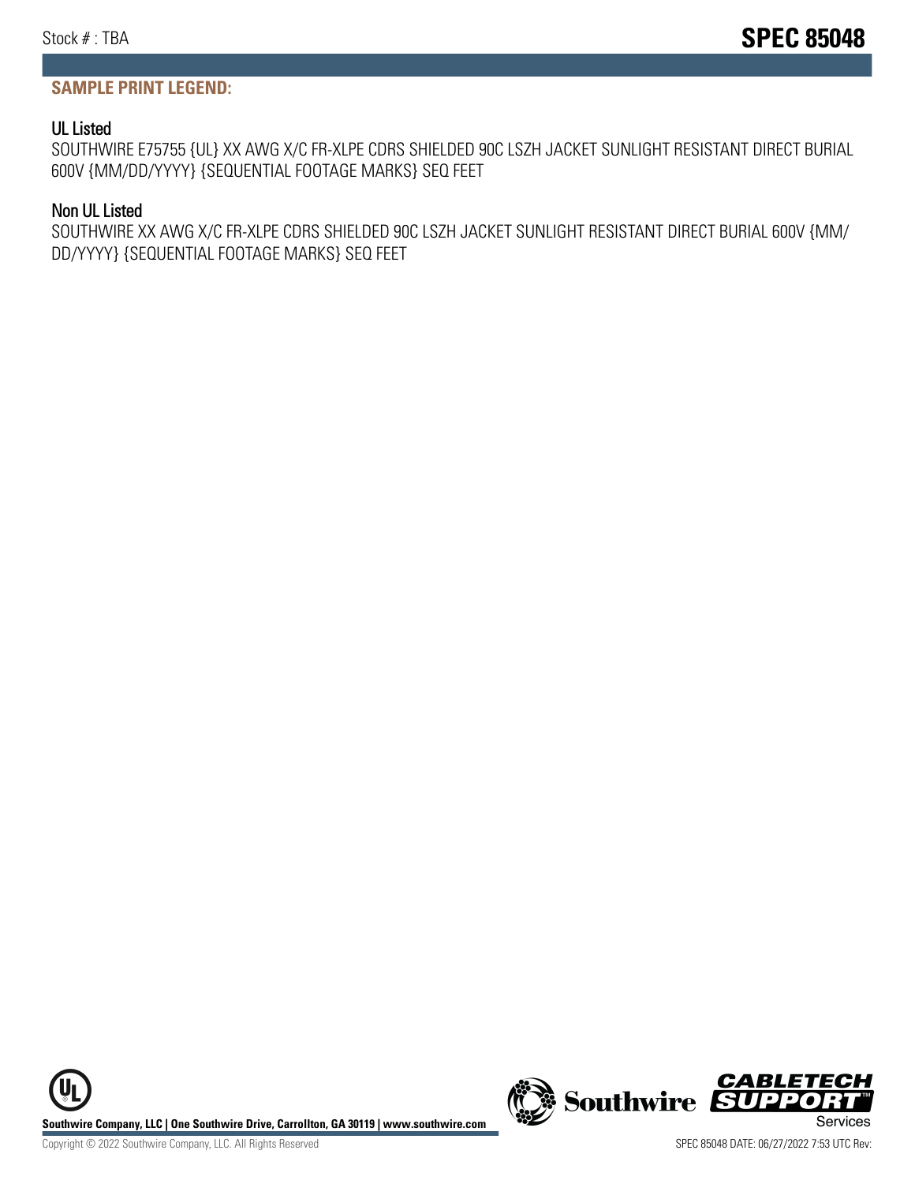**SAMPLE PRINT LEGEND:**

### UL Listed

SOUTHWIRE E75755 {UL} XX AWG X/C FR-XLPE CDRS SHIELDED 90C LSZH JACKET SUNLIGHT RESISTANT DIRECT BURIAL 600V {MM/DD/YYYY} {SEQUENTIAL FOOTAGE MARKS} SEQ FEET

### Non UL Listed

SOUTHWIRE XX AWG X/C FR-XLPE CDRS SHIELDED 90C LSZH JACKET SUNLIGHT RESISTANT DIRECT BURIAL 600V {MM/DD/YYYY} {SEQUENTIAL FOOTAGE MARKS} SEQ FEET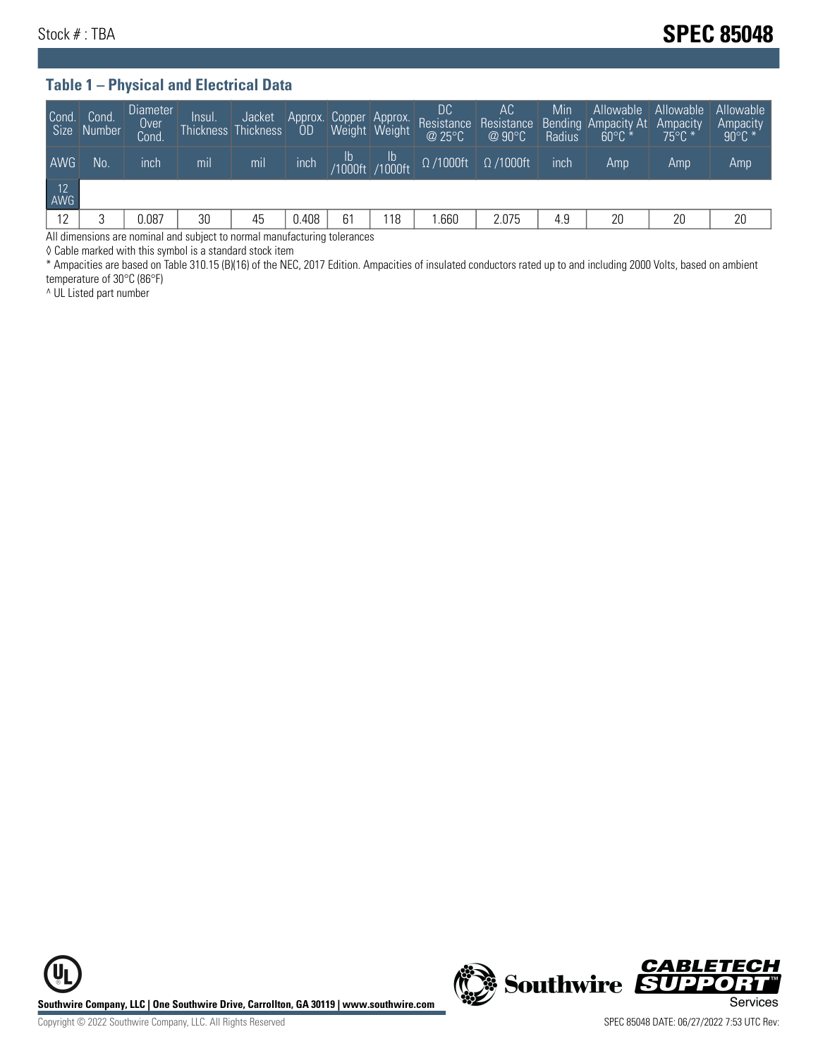### Table 1 – Physical and Electrical Data

| Cond. Size | Cond. Number | Diameter Over Cond. | Insul. Thickness | Jacket Thickness | Approx. OD | Copper Weight | Approx. Weight | DC Resistance @ 25°C | AC Resistance @ 90°C | Min Bending Radius | Allowable Ampacity At 60°C * | Allowable Ampacity 75°C * | Allowable Ampacity 90°C * |
|---|---|---|---|---|---|---|---|---|---|---|---|---|---|
| AWG | No. | inch | mil | mil | inch | lb /1000ft | lb /1000ft | Ω /1000ft | Ω /1000ft | inch | Amp | Amp | Amp |
| 12 AWG | | | | | | | | | | | | | |
| 12 | 3 | 0.087 | 30 | 45 | 0.408 | 61 | 118 | 1.660 | 2.075 | 4.9 | 20 | 20 | 20 |

All dimensions are nominal and subject to normal manufacturing tolerances

◊ Cable marked with this symbol is a standard stock item

* Ampacities are based on Table 310.15 (B)(16) of the NEC, 2017 Edition. Ampacities of insulated conductors rated up to and including 2000 Volts, based on ambient temperature of 30°C (86°F)

^ UL Listed part number

**Southwire Company, LLC | One Southwire Drive, Carrollton, GA 30119 | www.southwire.com**

Copyright © 2022 Southwire Company, LLC. All Rights Reserved

SPEC 85048 DATE: 06/27/2022 7:53 UTC Rev: